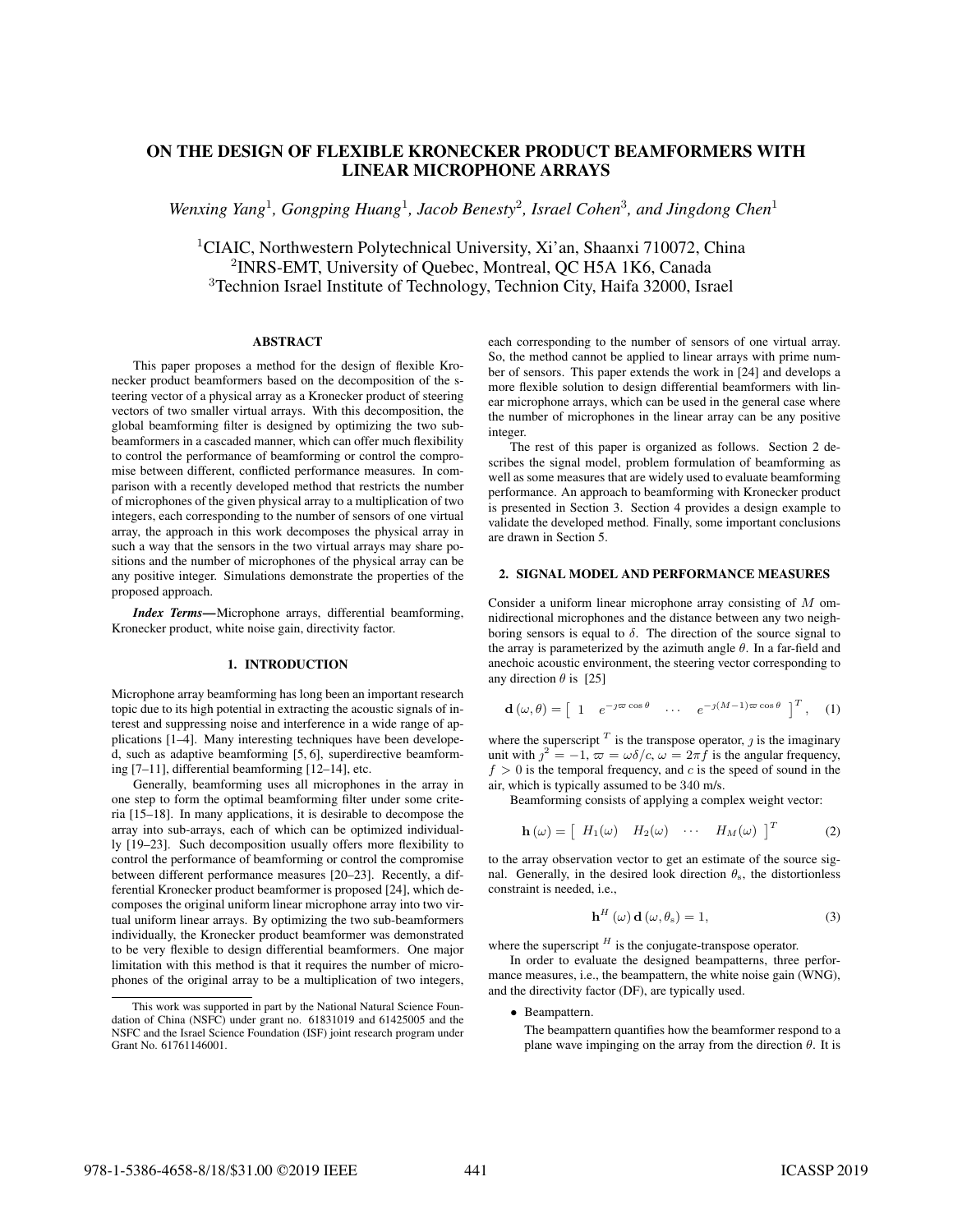# ON THE DESIGN OF FLEXIBLE KRONECKER PRODUCT BEAMFORMERS WITH LINEAR MICROPHONE ARRAYS

*Wenxing Yang*[1], *Gongping Huang*[1], *Jacob Benesty*[2], *Israel Cohen*[3], *and Jingdong Chen*[1]

[1]CIAIC, Northwestern Polytechnical University, Xi'an, Shaanxi 710072, China
[2]INRS-EMT, University of Quebec, Montreal, QC H5A 1K6, Canada
[3]Technion Israel Institute of Technology, Technion City, Haifa 32000, Israel

## ABSTRACT

This paper proposes a method for the design of flexible Kronecker product beamformers based on the decomposition of the steering vector of a physical array as a Kronecker product of steering vectors of two smaller virtual arrays. With this decomposition, the global beamforming filter is designed by optimizing the two sub-beamformers in a cascaded manner, which can offer much flexibility to control the performance of beamforming or control the compromise between different, conflicted performance measures. In comparison with a recently developed method that restricts the number of microphones of the given physical array to a multiplication of two integers, each corresponding to the number of sensors of one virtual array, the approach in this work decomposes the physical array in such a way that the sensors in the two virtual arrays may share positions and the number of microphones of the physical array can be any positive integer. Simulations demonstrate the properties of the proposed approach.

***Index Terms*—**Microphone arrays, differential beamforming, Kronecker product, white noise gain, directivity factor.

## 1. INTRODUCTION

Microphone array beamforming has long been an important research topic due to its high potential in extracting the acoustic signals of interest and suppressing noise and interference in a wide range of applications [1–4]. Many interesting techniques have been developed, such as adaptive beamforming [5, 6], superdirective beamforming [7–11], differential beamforming [12–14], etc.

Generally, beamforming uses all microphones in the array in one step to form the optimal beamforming filter under some criteria [15–18]. In many applications, it is desirable to decompose the array into sub-arrays, each of which can be optimized individually [19–23]. Such decomposition usually offers more flexibility to control the performance of beamforming or control the compromise between different performance measures [20–23]. Recently, a differential Kronecker product beamformer is proposed [24], which decomposes the original uniform linear microphone array into two virtual uniform linear arrays. By optimizing the two sub-beamformers individually, the Kronecker product beamformer was demonstrated to be very flexible to design differential beamformers. One major limitation with this method is that it requires the number of microphones of the original array to be a multiplication of two integers, each corresponding to the number of sensors of one virtual array. So, the method cannot be applied to linear arrays with prime number of sensors. This paper extends the work in [24] and develops a more flexible solution to design differential beamformers with linear microphone arrays, which can be used in the general case where the number of microphones in the linear array can be any positive integer.

This work was supported in part by the National Natural Science Foundation of China (NSFC) under grant no. 61831019 and 61425005 and the NSFC and the Israel Science Foundation (ISF) joint research program under Grant No. 61761146001.

The rest of this paper is organized as follows. Section 2 describes the signal model, problem formulation of beamforming as well as some measures that are widely used to evaluate beamforming performance. An approach to beamforming with Kronecker product is presented in Section 3. Section 4 provides a design example to validate the developed method. Finally, some important conclusions are drawn in Section 5.

## 2. SIGNAL MODEL AND PERFORMANCE MEASURES

Consider a uniform linear microphone array consisting of $M$ omnidirectional microphones and the distance between any two neighboring sensors is equal to $\delta$. The direction of the source signal to the array is parameterized by the azimuth angle $\theta$. In a far-field and anechoic acoustic environment, the steering vector corresponding to any direction $\theta$ is [25]

$$\mathbf{d}(\omega, \theta) = \begin{bmatrix} 1 & e^{-\jmath\varpi\cos\theta} & \cdots & e^{-\jmath(M-1)\varpi\cos\theta} \end{bmatrix}^T, \quad (1)$$

where the superscript $^T$ is the transpose operator, $\jmath$ is the imaginary unit with $\jmath^2 = -1$, $\varpi = \omega\delta/c$, $\omega = 2\pi f$ is the angular frequency, $f > 0$ is the temporal frequency, and $c$ is the speed of sound in the air, which is typically assumed to be 340 m/s.

Beamforming consists of applying a complex weight vector:

$$\mathbf{h}(\omega) = \begin{bmatrix} H_1(\omega) & H_2(\omega) & \cdots & H_M(\omega) \end{bmatrix}^T \quad (2)$$

to the array observation vector to get an estimate of the source signal. Generally, in the desired look direction $\theta_s$, the distortionless constraint is needed, i.e.,

$$\mathbf{h}^H(\omega)\,\mathbf{d}(\omega, \theta_s) = 1, \quad (3)$$

where the superscript $^H$ is the conjugate-transpose operator.

In order to evaluate the designed beampatterns, three performance measures, i.e., the beampattern, the white noise gain (WNG), and the directivity factor (DF), are typically used.

- Beampattern.

  The beampattern quantifies how the beamformer respond to a plane wave impinging on the array from the direction $\theta$. It is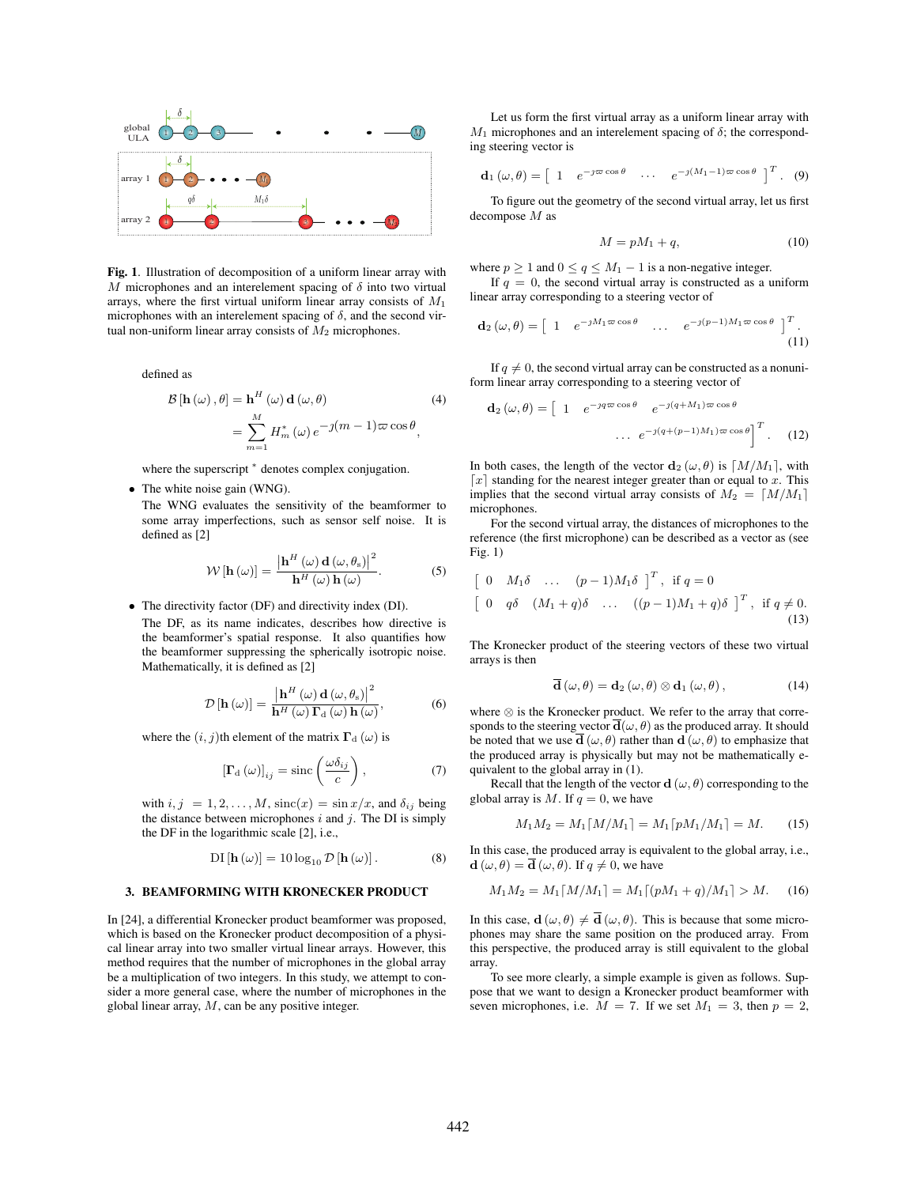**Fig. 1**. Illustration of decomposition of a uniform linear array with $M$ microphones and an interelement spacing of $\delta$ into two virtual arrays, where the first virtual uniform linear array consists of $M_1$ microphones with an interelement spacing of $\delta$, and the second virtual non-uniform linear array consists of $M_2$ microphones.

defined as

$$\mathcal{B}\left[\mathbf{h}\left(\omega\right), \theta\right] = \mathbf{h}^H\left(\omega\right)\mathbf{d}\left(\omega, \theta\right) = \sum_{m=1}^{M} H_m^*\left(\omega\right) e^{-\jmath(m-1)\varpi\cos\theta}, \tag{4}$$

where the superscript $^*$ denotes complex conjugation.

- The white noise gain (WNG).
  The WNG evaluates the sensitivity of the beamformer to some array imperfections, such as sensor self noise. It is defined as [2]

$$\mathcal{W}\left[\mathbf{h}\left(\omega\right)\right] = \frac{\left|\mathbf{h}^H\left(\omega\right)\mathbf{d}\left(\omega, \theta_s\right)\right|^2}{\mathbf{h}^H\left(\omega\right)\mathbf{h}\left(\omega\right)}. \tag{5}$$

- The directivity factor (DF) and directivity index (DI).
  The DF, as its name indicates, describes how directive is the beamformer's spatial response. It also quantifies how the beamformer suppressing the spherically isotropic noise. Mathematically, it is defined as [2]

$$\mathcal{D}\left[\mathbf{h}\left(\omega\right)\right] = \frac{\left|\mathbf{h}^H\left(\omega\right)\mathbf{d}\left(\omega, \theta_s\right)\right|^2}{\mathbf{h}^H\left(\omega\right)\mathbf{\Gamma}_{\rm d}\left(\omega\right)\mathbf{h}\left(\omega\right)}, \tag{6}$$

where the $(i, j)$th element of the matrix $\mathbf{\Gamma}_{\rm d}\left(\omega\right)$ is

$$\left[\mathbf{\Gamma}_{\rm d}\left(\omega\right)\right]_{ij} = \text{sinc}\left(\frac{\omega\delta_{ij}}{c}\right), \tag{7}$$

with $i, j = 1, 2, \ldots, M$, $\text{sinc}(x) = \sin x / x$, and $\delta_{ij}$ being the distance between microphones $i$ and $j$. The DI is simply the DF in the logarithmic scale [2], i.e.,

$$\text{DI}\left[\mathbf{h}\left(\omega\right)\right] = 10\log_{10}\mathcal{D}\left[\mathbf{h}\left(\omega\right)\right]. \tag{8}$$

## 3. BEAMFORMING WITH KRONECKER PRODUCT

In [24], a differential Kronecker product beamformer was proposed, which is based on the Kronecker product decomposition of a physical linear array into two smaller virtual linear arrays. However, this method requires that the number of microphones in the global array be a multiplication of two integers. In this study, we attempt to consider a more general case, where the number of microphones in the global linear array, $M$, can be any positive integer.

Let us form the first virtual array as a uniform linear array with $M_1$ microphones and an interelement spacing of $\delta$; the corresponding steering vector is

$$\mathbf{d}_1\left(\omega, \theta\right) = \left[\begin{array}{cccc} 1 & e^{-\jmath\varpi\cos\theta} & \ldots & e^{-\jmath(M_1-1)\varpi\cos\theta} \end{array}\right]^T. \tag{9}$$

To figure out the geometry of the second virtual array, let us first decompose $M$ as

$$M = pM_1 + q, \tag{10}$$

where $p \geq 1$ and $0 \leq q \leq M_1 - 1$ is a non-negative integer.

If $q = 0$, the second virtual array is constructed as a uniform linear array corresponding to a steering vector of

$$\mathbf{d}_2\left(\omega, \theta\right) = \left[\begin{array}{cccc} 1 & e^{-\jmath M_1\varpi\cos\theta} & \ldots & e^{-\jmath(p-1)M_1\varpi\cos\theta} \end{array}\right]^T. \tag{11}$$

If $q \neq 0$, the second virtual array can be constructed as a nonuniform linear array corresponding to a steering vector of

$$\mathbf{d}_2\left(\omega, \theta\right) = \left[\begin{array}{ccccc} 1 & e^{-\jmath q\varpi\cos\theta} & e^{-\jmath(q+M_1)\varpi\cos\theta} & \ldots & e^{-\jmath(q+(p-1)M_1)\varpi\cos\theta} \end{array}\right]^T. \tag{12}$$

In both cases, the length of the vector $\mathbf{d}_2\left(\omega, \theta\right)$ is $\lceil M/M_1 \rceil$, with $\lceil x \rceil$ standing for the nearest integer greater than or equal to $x$. This implies that the second virtual array consists of $M_2 = \lceil M/M_1 \rceil$ microphones.

For the second virtual array, the distances of microphones to the reference (the first microphone) can be described as a vector as (see Fig. 1)

$$\begin{array}{l} \left[\begin{array}{cccc} 0 & M_1\delta & \ldots & (p-1)M_1\delta \end{array}\right]^T, \text{ if } q = 0 \\ \left[\begin{array}{ccccc} 0 & q\delta & (M_1+q)\delta & \ldots & ((p-1)M_1+q)\delta \end{array}\right]^T, \text{ if } q \neq 0. \end{array} \tag{13}$$

The Kronecker product of the steering vectors of these two virtual arrays is then

$$\overline{\mathbf{d}}\left(\omega, \theta\right) = \mathbf{d}_2\left(\omega, \theta\right) \otimes \mathbf{d}_1\left(\omega, \theta\right), \tag{14}$$

where $\otimes$ is the Kronecker product. We refer to the array that corresponds to the steering vector $\overline{\mathbf{d}}(\omega, \theta)$ as the produced array. It should be noted that we use $\overline{\mathbf{d}}\left(\omega, \theta\right)$ rather than $\mathbf{d}\left(\omega, \theta\right)$ to emphasize that the produced array is physically but may not be mathematically equivalent to the global array in (1).

Recall that the length of the vector $\mathbf{d}\left(\omega, \theta\right)$ corresponding to the global array is $M$. If $q = 0$, we have

$$M_1M_2 = M_1\lceil M/M_1 \rceil = M_1\lceil pM_1/M_1 \rceil = M. \tag{15}$$

In this case, the produced array is equivalent to the global array, i.e., $\mathbf{d}\left(\omega, \theta\right) = \overline{\mathbf{d}}\left(\omega, \theta\right)$. If $q \neq 0$, we have

$$M_1M_2 = M_1\lceil M/M_1 \rceil = M_1\lceil (pM_1+q)/M_1 \rceil > M. \tag{16}$$

In this case, $\mathbf{d}\left(\omega, \theta\right) \neq \overline{\mathbf{d}}\left(\omega, \theta\right)$. This is because that some microphones may share the same position on the produced array. From this perspective, the produced array is still equivalent to the global array.

To see more clearly, a simple example is given as follows. Suppose that we want to design a Kronecker product beamformer with seven microphones, i.e. $M = 7$. If we set $M_1 = 3$, then $p = 2$,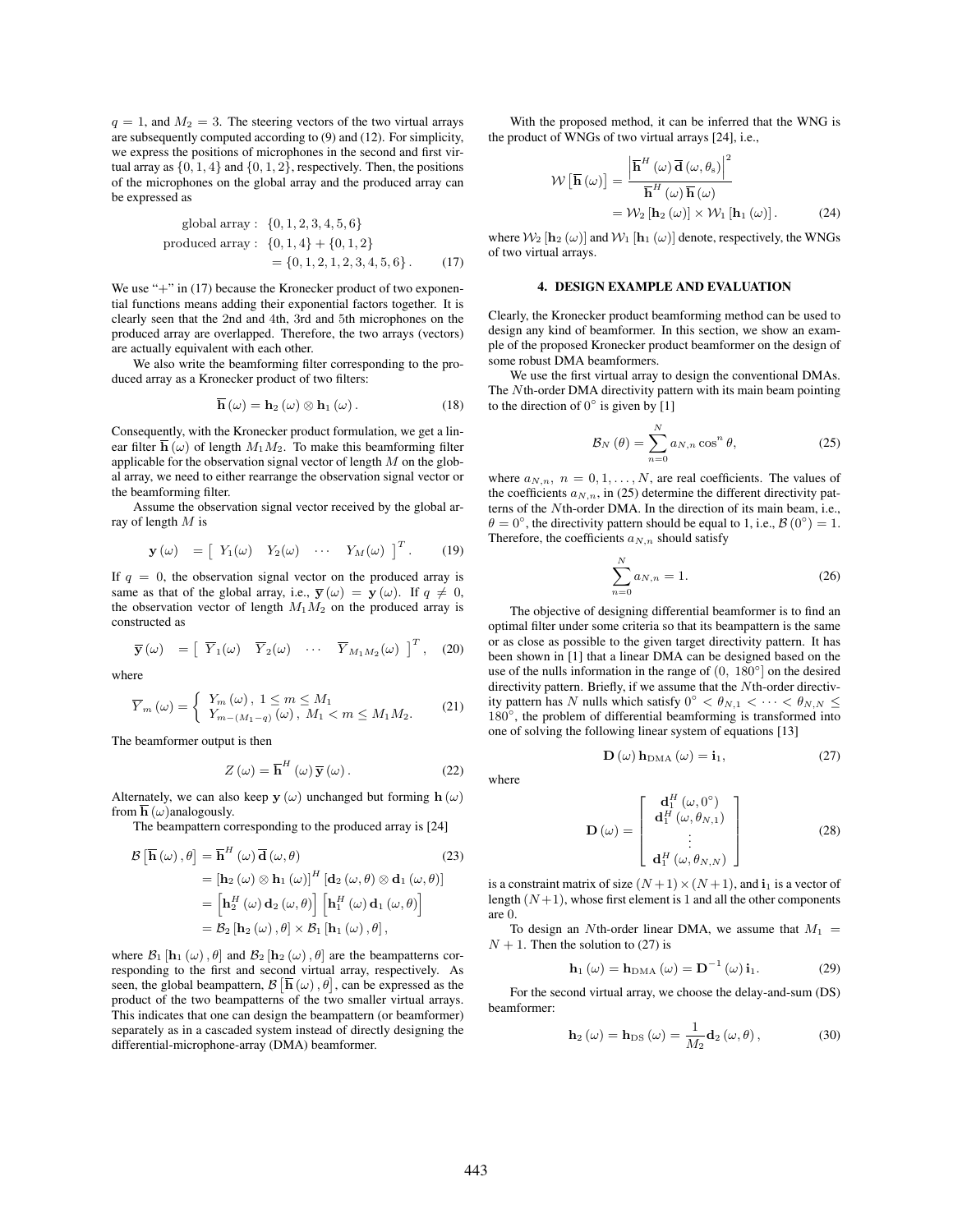$q = 1$, and $M_2 = 3$. The steering vectors of the two virtual arrays are subsequently computed according to (9) and (12). For simplicity, we express the positions of microphones in the second and first virtual array as $\{0, 1, 4\}$ and $\{0, 1, 2\}$, respectively. Then, the positions of the microphones on the global array and the produced array can be expressed as

$$
\begin{aligned}
\text{global array}: &\ \{0, 1, 2, 3, 4, 5, 6\} \\
\text{produced array}: &\ \{0, 1, 4\} + \{0, 1, 2\} \\
&= \{0, 1, 2, 1, 2, 3, 4, 5, 6\}. 
\end{aligned} \tag{17}
$$

We use "+" in (17) because the Kronecker product of two exponential functions means adding their exponential factors together. It is clearly seen that the 2nd and 4th, 3rd and 5th microphones on the produced array are overlapped. Therefore, the two arrays (vectors) are actually equivalent with each other.

We also write the beamforming filter corresponding to the produced array as a Kronecker product of two filters:

$$
\overline{\mathbf{h}}(\omega) = \mathbf{h}_2(\omega) \otimes \mathbf{h}_1(\omega). \tag{18}
$$

Consequently, with the Kronecker product formulation, we get a linear filter $\overline{\mathbf{h}}(\omega)$ of length $M_1 M_2$. To make this beamforming filter applicable for the observation signal vector of length $M$ on the global array, we need to either rearrange the observation signal vector or the beamforming filter.

Assume the observation signal vector received by the global array of length $M$ is

$$
\mathbf{y}(\omega) = \begin{bmatrix} Y_1(\omega) & Y_2(\omega) & \cdots & Y_M(\omega) \end{bmatrix}^T. \tag{19}
$$

If $q = 0$, the observation signal vector on the produced array is same as that of the global array, i.e., $\overline{\mathbf{y}}(\omega) = \mathbf{y}(\omega)$. If $q \neq 0$, the observation vector of length $M_1 M_2$ on the produced array is constructed as

$$
\overline{\mathbf{y}}(\omega) = \begin{bmatrix} \overline{Y}_1(\omega) & \overline{Y}_2(\omega) & \cdots & \overline{Y}_{M_1 M_2}(\omega) \end{bmatrix}^T, \tag{20}
$$

where

$$
\overline{Y}_m(\omega) = \begin{cases} Y_m(\omega), & 1 \leq m \leq M_1 \\ Y_{m-(M_1-q)}(\omega), & M_1 < m \leq M_1 M_2. \end{cases} \tag{21}
$$

The beamformer output is then

$$
Z(\omega) = \overline{\mathbf{h}}^H(\omega) \overline{\mathbf{y}}(\omega). \tag{22}
$$

Alternately, we can also keep $\mathbf{y}(\omega)$ unchanged but forming $\mathbf{h}(\omega)$ from $\overline{\mathbf{h}}(\omega)$analogously.

The beampattern corresponding to the produced array is [24]

$$
\begin{aligned}
\mathcal{B}\left[\overline{\mathbf{h}}(\omega), \theta\right] &= \overline{\mathbf{h}}^H(\omega) \overline{\mathbf{d}}(\omega, \theta) \\
&= \left[\mathbf{h}_2(\omega) \otimes \mathbf{h}_1(\omega)\right]^H \left[\mathbf{d}_2(\omega, \theta) \otimes \mathbf{d}_1(\omega, \theta)\right] \\
&= \left[\mathbf{h}_2^H(\omega) \mathbf{d}_2(\omega, \theta)\right] \left[\mathbf{h}_1^H(\omega) \mathbf{d}_1(\omega, \theta)\right] \\
&= \mathcal{B}_2\left[\mathbf{h}_2(\omega), \theta\right] \times \mathcal{B}_1\left[\mathbf{h}_1(\omega), \theta\right],
\end{aligned} \tag{23}
$$

where $\mathcal{B}_1[\mathbf{h}_1(\omega), \theta]$ and $\mathcal{B}_2[\mathbf{h}_2(\omega), \theta]$ are the beampatterns corresponding to the first and second virtual array, respectively. As seen, the global beampattern, $\mathcal{B}\left[\overline{\mathbf{h}}(\omega), \theta\right]$, can be expressed as the product of the two beampatterns of the two smaller virtual arrays. This indicates that one can design the beampattern (or beamformer) separately as in a cascaded system instead of directly designing the differential-microphone-array (DMA) beamformer.

With the proposed method, it can be inferred that the WNG is the product of WNGs of two virtual arrays [24], i.e.,

$$
\begin{aligned}
\mathcal{W}\left[\overline{\mathbf{h}}(\omega)\right] &= \frac{\left|\overline{\mathbf{h}}^H(\omega) \overline{\mathbf{d}}(\omega, \theta_s)\right|^2}{\overline{\mathbf{h}}^H(\omega) \overline{\mathbf{h}}(\omega)} \\
&= \mathcal{W}_2\left[\mathbf{h}_2(\omega)\right] \times \mathcal{W}_1\left[\mathbf{h}_1(\omega)\right].
\end{aligned} \tag{24}
$$

where $\mathcal{W}_2[\mathbf{h}_2(\omega)]$ and $\mathcal{W}_1[\mathbf{h}_1(\omega)]$ denote, respectively, the WNGs of two virtual arrays.

## 4. DESIGN EXAMPLE AND EVALUATION

Clearly, the Kronecker product beamforming method can be used to design any kind of beamformer. In this section, we show an example of the proposed Kronecker product beamformer on the design of some robust DMA beamformers.

We use the first virtual array to design the conventional DMAs. The $N$th-order DMA directivity pattern with its main beam pointing to the direction of $0^\circ$ is given by [1]

$$
\mathcal{B}_N(\theta) = \sum_{n=0}^{N} a_{N,n} \cos^n \theta, \tag{25}
$$

where $a_{N,n},\ n = 0, 1, \ldots, N$, are real coefficients. The values of the coefficients $a_{N,n}$, in (25) determine the different directivity patterns of the $N$th-order DMA. In the direction of its main beam, i.e., $\theta = 0^\circ$, the directivity pattern should be equal to 1, i.e., $\mathcal{B}(0^\circ) = 1$. Therefore, the coefficients $a_{N,n}$ should satisfy

$$
\sum_{n=0}^{N} a_{N,n} = 1. \tag{26}
$$

The objective of designing differential beamformer is to find an optimal filter under some criteria so that its beampattern is the same or as close as possible to the given target directivity pattern. It has been shown in [1] that a linear DMA can be designed based on the use of the nulls information in the range of $(0,\ 180^\circ]$ on the desired directivity pattern. Briefly, if we assume that the $N$th-order directivity pattern has $N$ nulls which satisfy $0^\circ < \theta_{N,1} < \cdots < \theta_{N,N} \leq 180^\circ$, the problem of differential beamforming is transformed into one of solving the following linear system of equations [13]

$$
\mathbf{D}(\omega) \mathbf{h}_{\mathrm{DMA}}(\omega) = \mathbf{i}_1, \tag{27}
$$

where

$$
\mathbf{D}(\omega) = \begin{bmatrix} \mathbf{d}_1^H(\omega, 0^\circ) \\ \mathbf{d}_1^H(\omega, \theta_{N,1}) \\ \vdots \\ \mathbf{d}_1^H(\omega, \theta_{N,N}) \end{bmatrix} \tag{28}
$$

is a constraint matrix of size $(N+1) \times (N+1)$, and $\mathbf{i}_1$ is a vector of length $(N+1)$, whose first element is 1 and all the other components are 0.

To design an $N$th-order linear DMA, we assume that $M_1 = N + 1$. Then the solution to (27) is

$$
\mathbf{h}_1(\omega) = \mathbf{h}_{\mathrm{DMA}}(\omega) = \mathbf{D}^{-1}(\omega) \mathbf{i}_1. \tag{29}
$$

For the second virtual array, we choose the delay-and-sum (DS) beamformer:

$$
\mathbf{h}_2(\omega) = \mathbf{h}_{\mathrm{DS}}(\omega) = \frac{1}{M_2} \mathbf{d}_2(\omega, \theta), \tag{30}
$$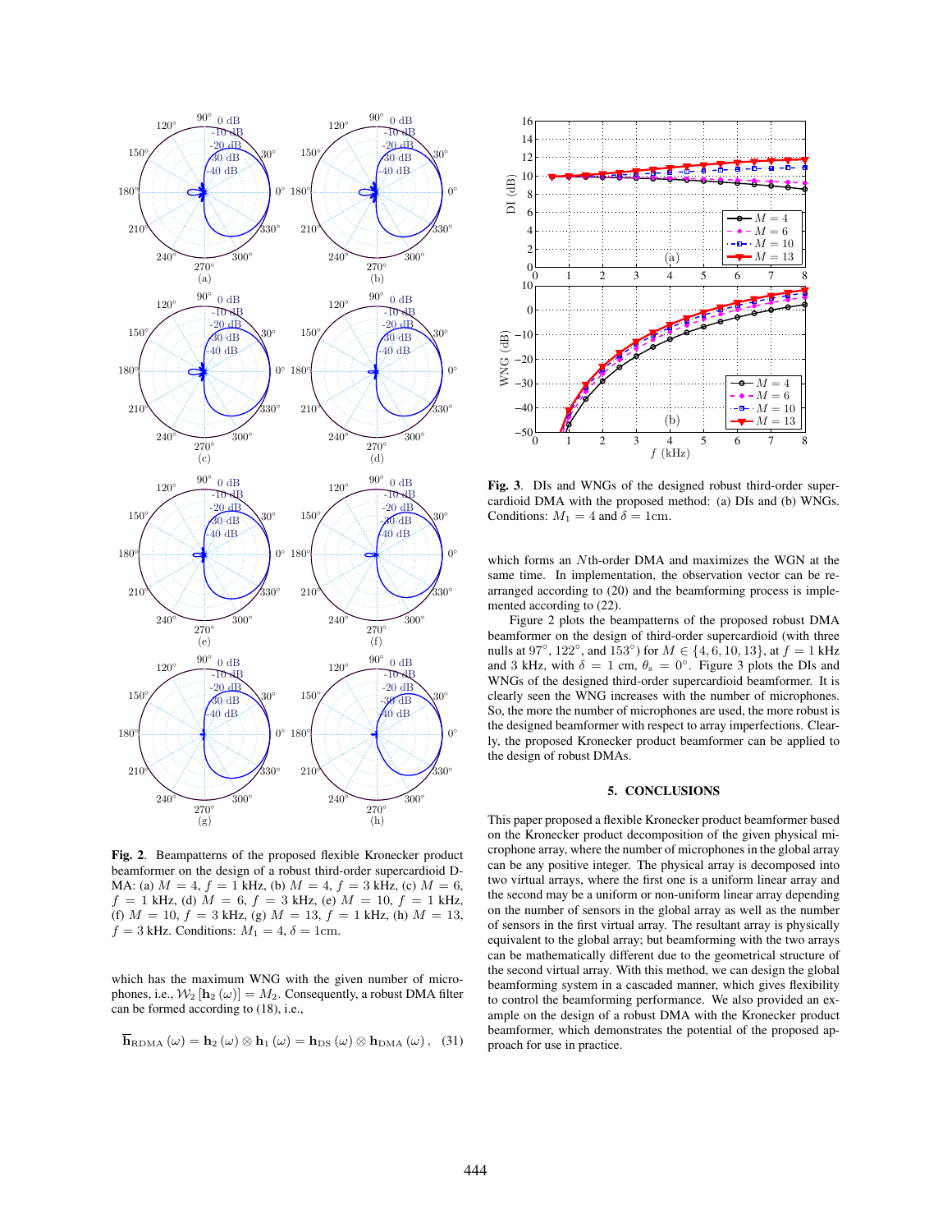**Fig. 2**. Beampatterns of the proposed flexible Kronecker product beamformer on the design of a robust third-order supercardioid DMA: (a) $M = 4$, $f = 1$ kHz, (b) $M = 4$, $f = 3$ kHz, (c) $M = 6$, $f = 1$ kHz, (d) $M = 6$, $f = 3$ kHz, (e) $M = 10$, $f = 1$ kHz, (f) $M = 10$, $f = 3$ kHz, (g) $M = 13$, $f = 1$ kHz, (h) $M = 13$, $f = 3$ kHz. Conditions: $M_1 = 4$, $\delta = 1$cm.

which has the maximum WNG with the given number of microphones, i.e., $\mathcal{W}_2\left[\mathbf{h}_2(\omega)\right] = M_2$. Consequently, a robust DMA filter can be formed according to (18), i.e.,

$$\overline{\mathbf{h}}_{\mathrm{RDMA}}(\omega) = \mathbf{h}_2(\omega) \otimes \mathbf{h}_1(\omega) = \mathbf{h}_{\mathrm{DS}}(\omega) \otimes \mathbf{h}_{\mathrm{DMA}}(\omega), \quad (31)$$

**Fig. 3**. DIs and WNGs of the designed robust third-order supercardioid DMA with the proposed method: (a) DIs and (b) WNGs. Conditions: $M_1 = 4$ and $\delta = 1$cm.

which forms an $N$th-order DMA and maximizes the WGN at the same time. In implementation, the observation vector can be rearranged according to (20) and the beamforming process is implemented according to (22).

Figure 2 plots the beampatterns of the proposed robust DMA beamformer on the design of third-order supercardioid (with three nulls at $97^\circ$, $122^\circ$, and $153^\circ$) for $M \in \{4, 6, 10, 13\}$, at $f = 1$ kHz and 3 kHz, with $\delta = 1$ cm, $\theta_s = 0^\circ$. Figure 3 plots the DIs and WNGs of the designed third-order supercardioid beamformer. It is clearly seen the WNG increases with the number of microphones. So, the more the number of microphones are used, the more robust is the designed beamformer with respect to array imperfections. Clearly, the proposed Kronecker product beamformer can be applied to the design of robust DMAs.

## 5. CONCLUSIONS

This paper proposed a flexible Kronecker product beamformer based on the Kronecker product decomposition of the given physical microphone array, where the number of microphones in the global array can be any positive integer. The physical array is decomposed into two virtual arrays, where the first one is a uniform linear array and the second may be a uniform or non-uniform linear array depending on the number of sensors in the global array as well as the number of sensors in the first virtual array. The resultant array is physically equivalent to the global array; but beamforming with the two arrays can be mathematically different due to the geometrical structure of the second virtual array. With this method, we can design the global beamforming system in a cascaded manner, which gives flexibility to control the beamforming performance. We also provided an example on the design of a robust DMA with the Kronecker product beamformer, which demonstrates the potential of the proposed approach for use in practice.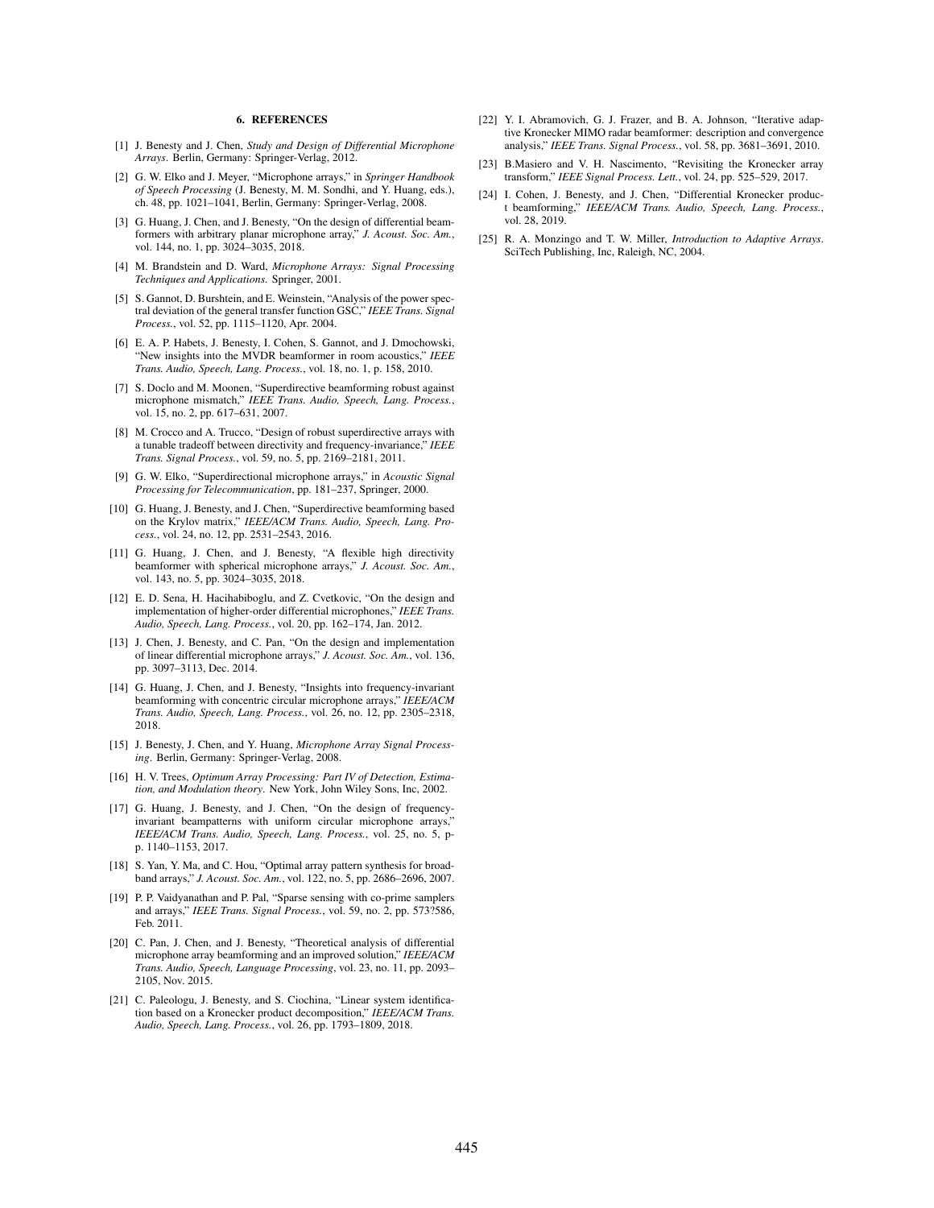### 6. REFERENCES

[1] J. Benesty and J. Chen, *Study and Design of Differential Microphone Arrays*. Berlin, Germany: Springer-Verlag, 2012.

[2] G. W. Elko and J. Meyer, "Microphone arrays," in *Springer Handbook of Speech Processing* (J. Benesty, M. M. Sondhi, and Y. Huang, eds.), ch. 48, pp. 1021–1041, Berlin, Germany: Springer-Verlag, 2008.

[3] G. Huang, J. Chen, and J. Benesty, "On the design of differential beamformers with arbitrary planar microphone array," *J. Acoust. Soc. Am.*, vol. 144, no. 1, pp. 3024–3035, 2018.

[4] M. Brandstein and D. Ward, *Microphone Arrays: Signal Processing Techniques and Applications*. Springer, 2001.

[5] S. Gannot, D. Burshtein, and E. Weinstein, "Analysis of the power spectral deviation of the general transfer function GSC," *IEEE Trans. Signal Process.*, vol. 52, pp. 1115–1120, Apr. 2004.

[6] E. A. P. Habets, J. Benesty, I. Cohen, S. Gannot, and J. Dmochowski, "New insights into the MVDR beamformer in room acoustics," *IEEE Trans. Audio, Speech, Lang. Process.*, vol. 18, no. 1, p. 158, 2010.

[7] S. Doclo and M. Moonen, "Superdirective beamforming robust against microphone mismatch," *IEEE Trans. Audio, Speech, Lang. Process.*, vol. 15, no. 2, pp. 617–631, 2007.

[8] M. Crocco and A. Trucco, "Design of robust superdirective arrays with a tunable tradeoff between directivity and frequency-invariance," *IEEE Trans. Signal Process.*, vol. 59, no. 5, pp. 2169–2181, 2011.

[9] G. W. Elko, "Superdirectional microphone arrays," in *Acoustic Signal Processing for Telecommunication*, pp. 181–237, Springer, 2000.

[10] G. Huang, J. Benesty, and J. Chen, "Superdirective beamforming based on the Krylov matrix," *IEEE/ACM Trans. Audio, Speech, Lang. Process.*, vol. 24, no. 12, pp. 2531–2543, 2016.

[11] G. Huang, J. Chen, and J. Benesty, "A flexible high directivity beamformer with spherical microphone arrays," *J. Acoust. Soc. Am.*, vol. 143, no. 5, pp. 3024–3035, 2018.

[12] E. D. Sena, H. Hacihabiboglu, and Z. Cvetkovic, "On the design and implementation of higher-order differential microphones," *IEEE Trans. Audio, Speech, Lang. Process.*, vol. 20, pp. 162–174, Jan. 2012.

[13] J. Chen, J. Benesty, and C. Pan, "On the design and implementation of linear differential microphone arrays," *J. Acoust. Soc. Am.*, vol. 136, pp. 3097–3113, Dec. 2014.

[14] G. Huang, J. Chen, and J. Benesty, "Insights into frequency-invariant beamforming with concentric circular microphone arrays," *IEEE/ACM Trans. Audio, Speech, Lang. Process.*, vol. 26, no. 12, pp. 2305–2318, 2018.

[15] J. Benesty, J. Chen, and Y. Huang, *Microphone Array Signal Processing*. Berlin, Germany: Springer-Verlag, 2008.

[16] H. V. Trees, *Optimum Array Processing: Part IV of Detection, Estimation, and Modulation theory*. New York, John Wiley Sons, Inc, 2002.

[17] G. Huang, J. Benesty, and J. Chen, "On the design of frequency-invariant beampatterns with uniform circular microphone arrays," *IEEE/ACM Trans. Audio, Speech, Lang. Process.*, vol. 25, no. 5, pp. 1140–1153, 2017.

[18] S. Yan, Y. Ma, and C. Hou, "Optimal array pattern synthesis for broadband arrays," *J. Acoust. Soc. Am.*, vol. 122, no. 5, pp. 2686–2696, 2007.

[19] P. P. Vaidyanathan and P. Pal, "Sparse sensing with co-prime samplers and arrays," *IEEE Trans. Signal Process.*, vol. 59, no. 2, pp. 573?586, Feb. 2011.

[20] C. Pan, J. Chen, and J. Benesty, "Theoretical analysis of differential microphone array beamforming and an improved solution," *IEEE/ACM Trans. Audio, Speech, Language Processing*, vol. 23, no. 11, pp. 2093–2105, Nov. 2015.

[21] C. Paleologu, J. Benesty, and S. Ciochina, "Linear system identification based on a Kronecker product decomposition," *IEEE/ACM Trans. Audio, Speech, Lang. Process.*, vol. 26, pp. 1793–1809, 2018.

[22] Y. I. Abramovich, G. J. Frazer, and B. A. Johnson, "Iterative adaptive Kronecker MIMO radar beamformer: description and convergence analysis," *IEEE Trans. Signal Process.*, vol. 58, pp. 3681–3691, 2010.

[23] B.Masiero and V. H. Nascimento, "Revisiting the Kronecker array transform," *IEEE Signal Process. Lett.*, vol. 24, pp. 525–529, 2017.

[24] I. Cohen, J. Benesty, and J. Chen, "Differential Kronecker product beamforming," *IEEE/ACM Trans. Audio, Speech, Lang. Process.*, vol. 28, 2019.

[25] R. A. Monzingo and T. W. Miller, *Introduction to Adaptive Arrays*. SciTech Publishing, Inc, Raleigh, NC, 2004.